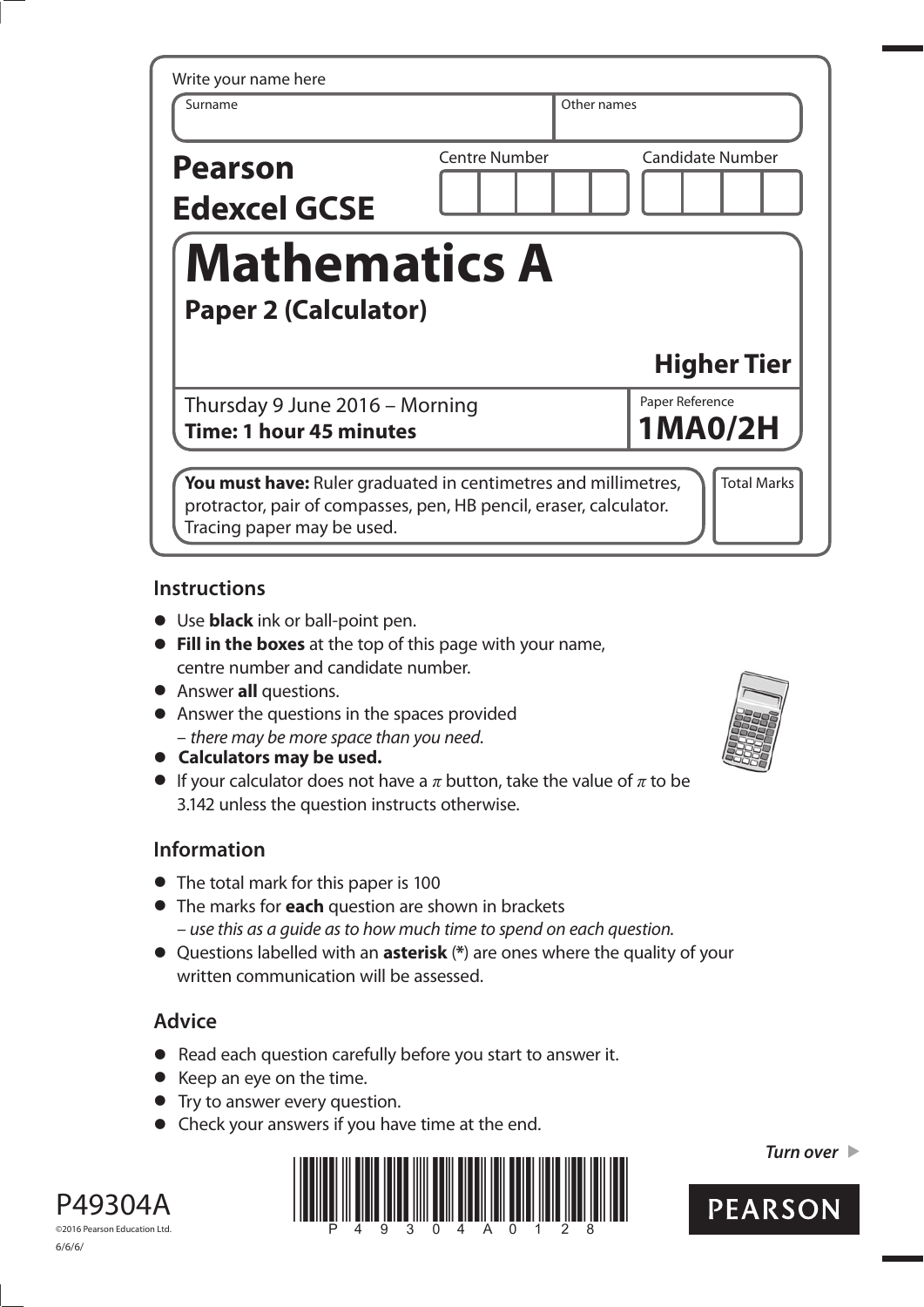Write your name here

| Surname | Other names |
|---|---|
| | |

**Pearson Edexcel GCSE**

| Centre Number | Candidate Number |
|---|---|
| | |

# Mathematics A

## Paper 2 (Calculator)

**Higher Tier**

Thursday 9 June 2016 – Morning
**Time: 1 hour 45 minutes**

Paper Reference
**1MA0/2H**

**You must have:** Ruler graduated in centimetres and millimetres, protractor, pair of compasses, pen, HB pencil, eraser, calculator. Tracing paper may be used.

Total Marks

## Instructions

- Use **black** ink or ball-point pen.
- **Fill in the boxes** at the top of this page with your name, centre number and candidate number.
- Answer **all** questions.
- Answer the questions in the spaces provided – *there may be more space than you need.*
- **Calculators may be used.**
- If your calculator does not have a $\pi$ button, take the value of $\pi$ to be 3.142 unless the question instructs otherwise.

## Information

- The total mark for this paper is 100
- The marks for **each** question are shown in brackets – *use this as a guide as to how much time to spend on each question.*
- Questions labelled with an **asterisk** (**\***) are ones where the quality of your written communication will be assessed.

## Advice

- Read each question carefully before you start to answer it.
- Keep an eye on the time.
- Try to answer every question.
- Check your answers if you have time at the end.

*Turn over*

P49304A
©2016 Pearson Education Ltd.
6/6/6/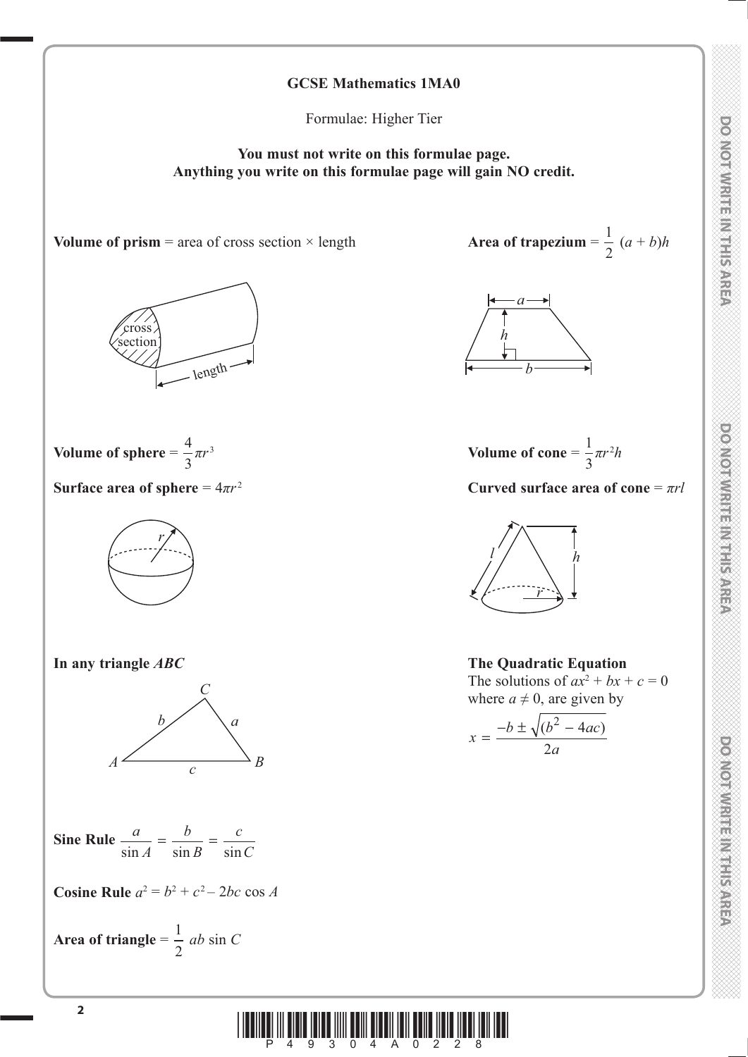**GCSE Mathematics 1MA0**

Formulae: Higher Tier

**You must not write on this formulae page.**
**Anything you write on this formulae page will gain NO credit.**

**Volume of prism** = area of cross section × length

cross section

length

**Area of trapezium** = $\frac{1}{2}(a + b)h$

**Volume of sphere** = $\frac{4}{3}\pi r^3$

**Surface area of sphere** = $4\pi r^2$

**Volume of cone** = $\frac{1}{3}\pi r^2 h$

**Curved surface area of cone** = $\pi rl$

**In any triangle *ABC***

**Sine Rule** $\frac{a}{\sin A} = \frac{b}{\sin B} = \frac{c}{\sin C}$

**Cosine Rule** $a^2 = b^2 + c^2 - 2bc \cos A$

**Area of triangle** = $\frac{1}{2} ab \sin C$

**The Quadratic Equation**

The solutions of $ax^2 + bx + c = 0$ where $a \neq 0$, are given by

$$x = \frac{-b \pm \sqrt{(b^2 - 4ac)}}{2a}$$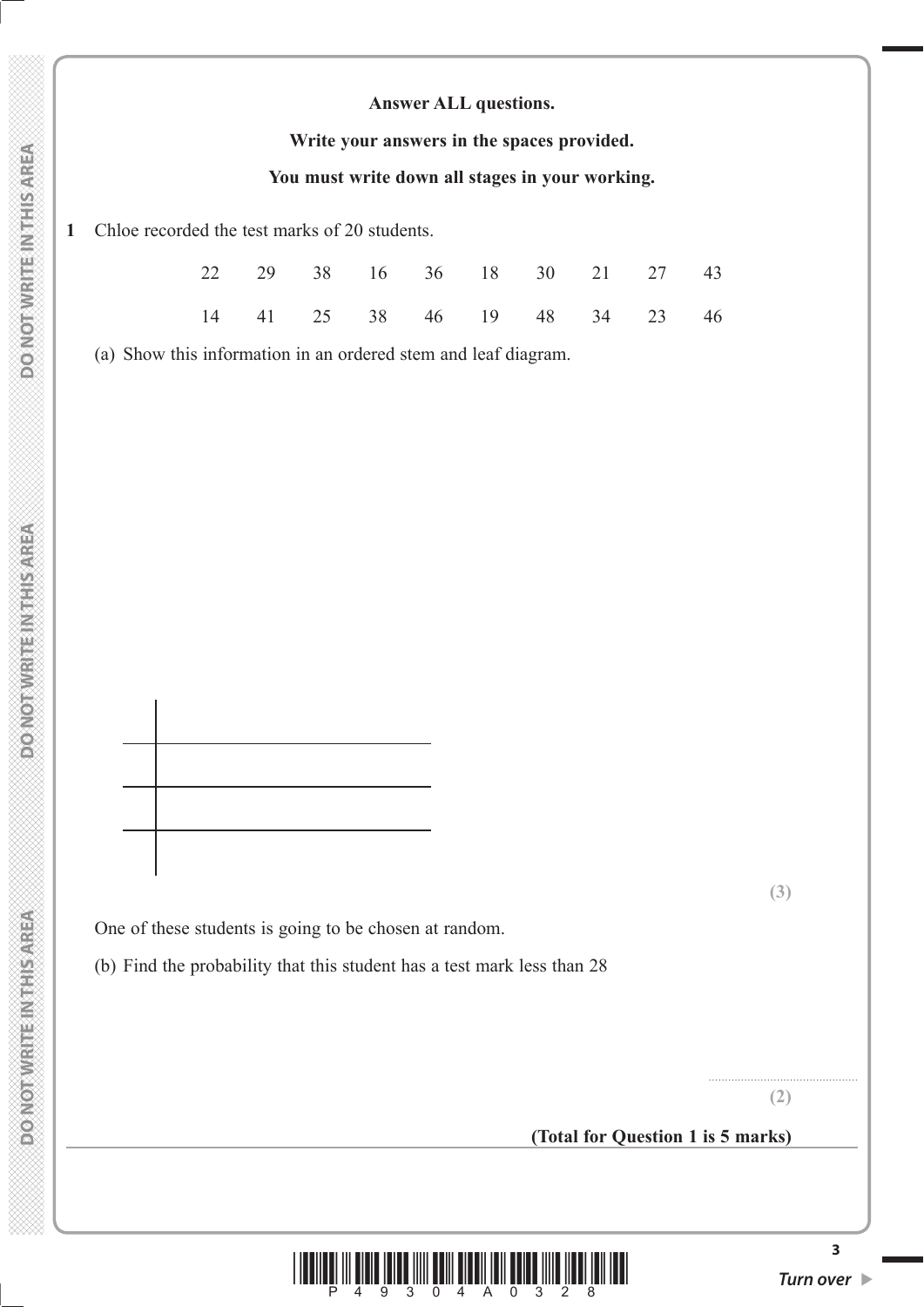**Answer ALL questions.**

**Write your answers in the spaces provided.**

**You must write down all stages in your working.**

**1** Chloe recorded the test marks of 20 students.

| | | | | | | | | | |
|---|---|---|---|---|---|---|---|---|---|
| 22 | 29 | 38 | 16 | 36 | 18 | 30 | 21 | 27 | 43 |
| 14 | 41 | 25 | 38 | 46 | 19 | 48 | 34 | 23 | 46 |

(a) Show this information in an ordered stem and leaf diagram.

| | |
|---|---|
| | |
| | |
| | |

**(3)**

One of these students is going to be chosen at random.

(b) Find the probability that this student has a test mark less than 28

..............................................

**(2)**

**(Total for Question 1 is 5 marks)**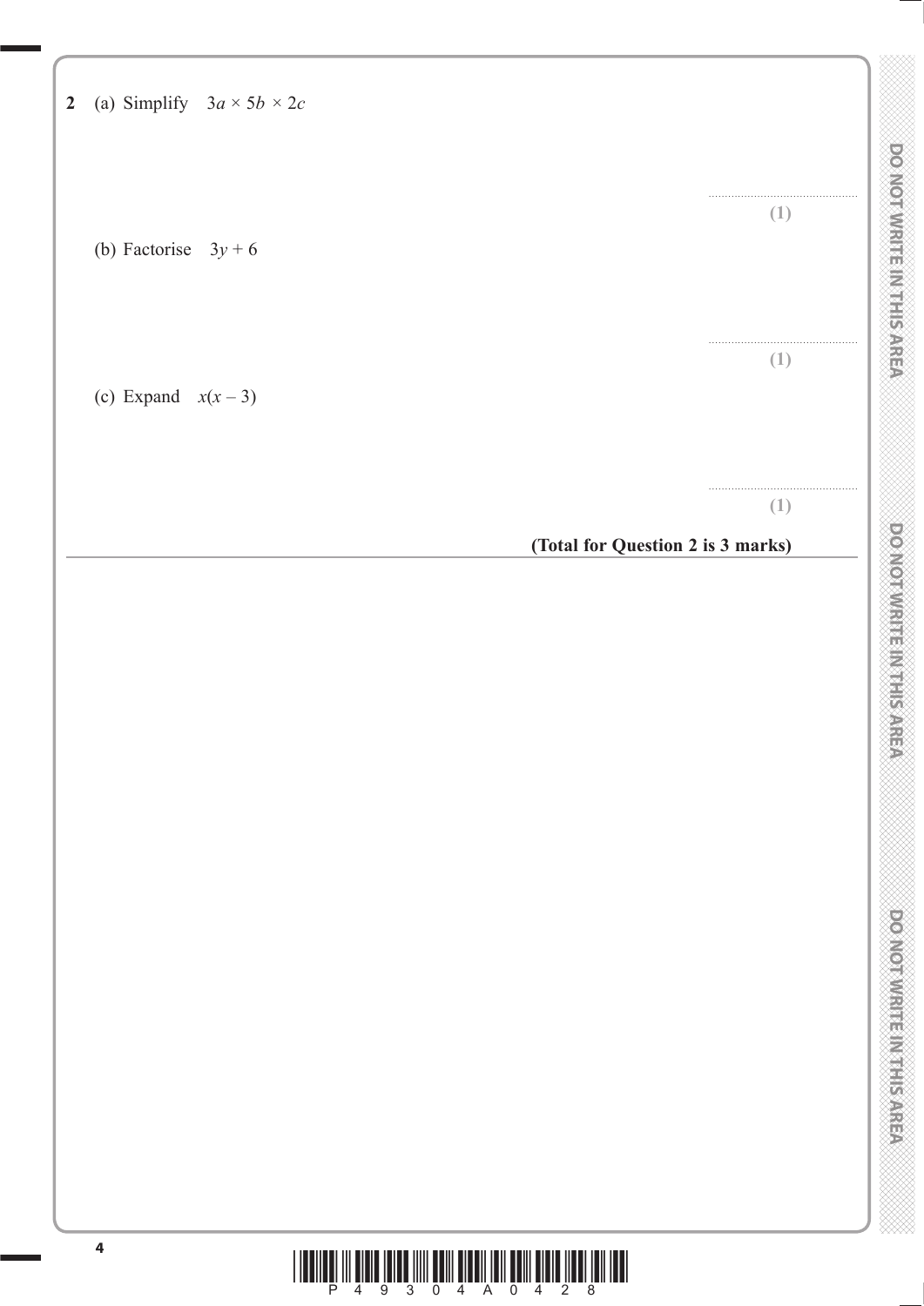**2** (a) Simplify $3a \times 5b \times 2c$

..............................................

**(1)**

(b) Factorise $3y + 6$

..............................................

**(1)**

(c) Expand $x(x - 3)$

..............................................

**(1)**

**(Total for Question 2 is 3 marks)**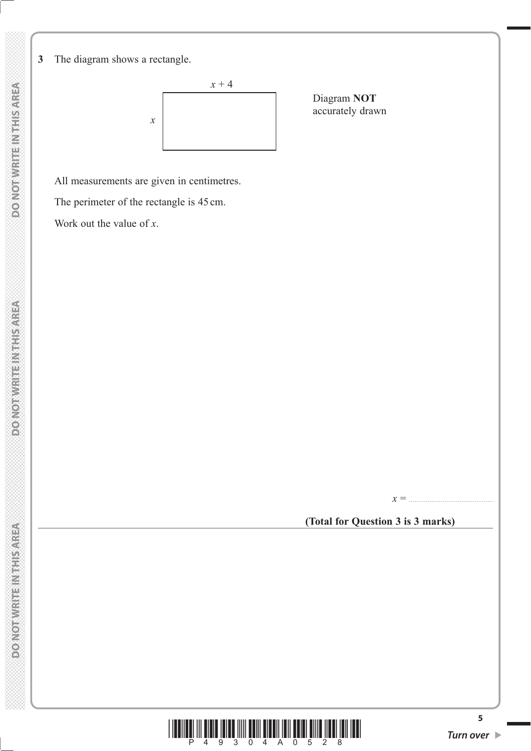**3** The diagram shows a rectangle.

$x + 4$

$x$

Diagram **NOT** accurately drawn

All measurements are given in centimetres.

The perimeter of the rectangle is 45 cm.

Work out the value of $x$.

$x =$ ..........................................

**(Total for Question 3 is 3 marks)**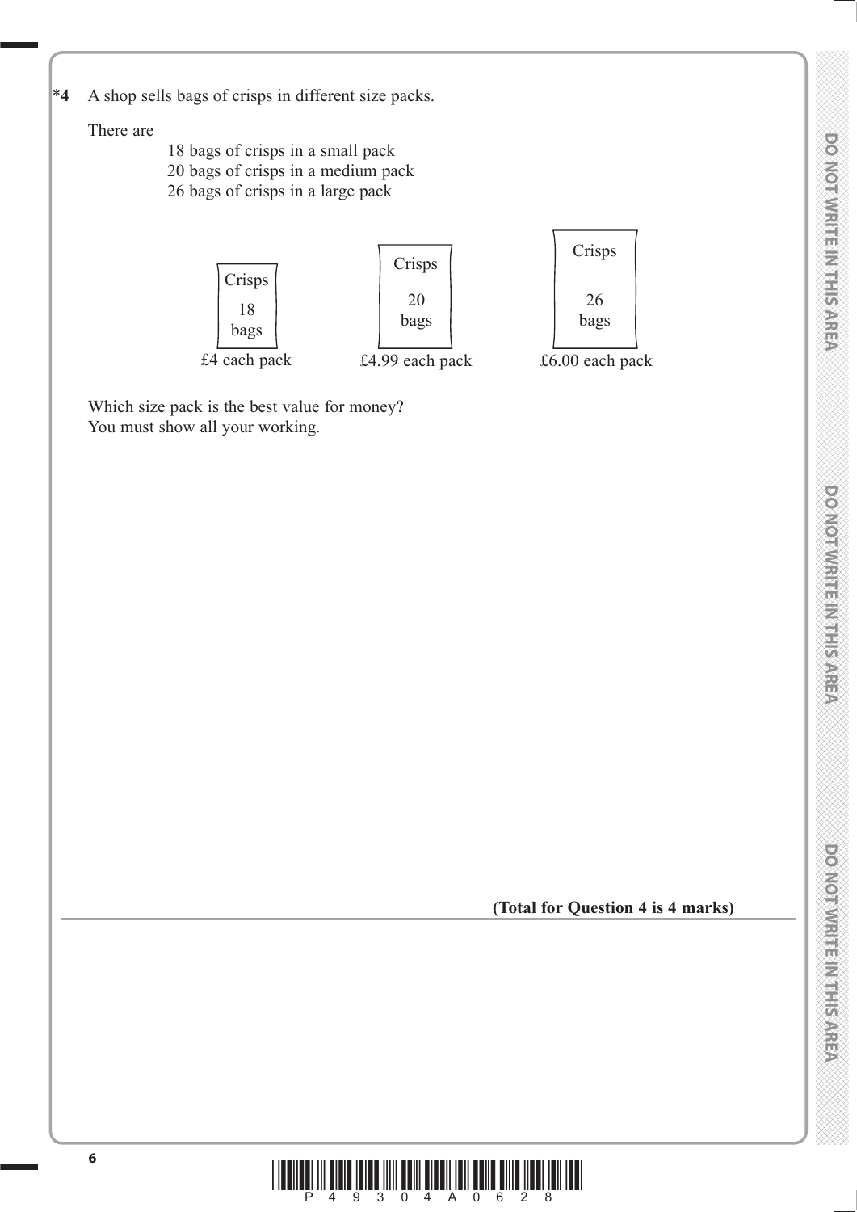*4 A shop sells bags of crisps in different size packs.

There are

18 bags of crisps in a small pack
20 bags of crisps in a medium pack
26 bags of crisps in a large pack

| Crisps 18 bags | Crisps 20 bags | Crisps 26 bags |
|---|---|---|
| £4 each pack | £4.99 each pack | £6.00 each pack |

Which size pack is the best value for money?
You must show all your working.

**(Total for Question 4 is 4 marks)**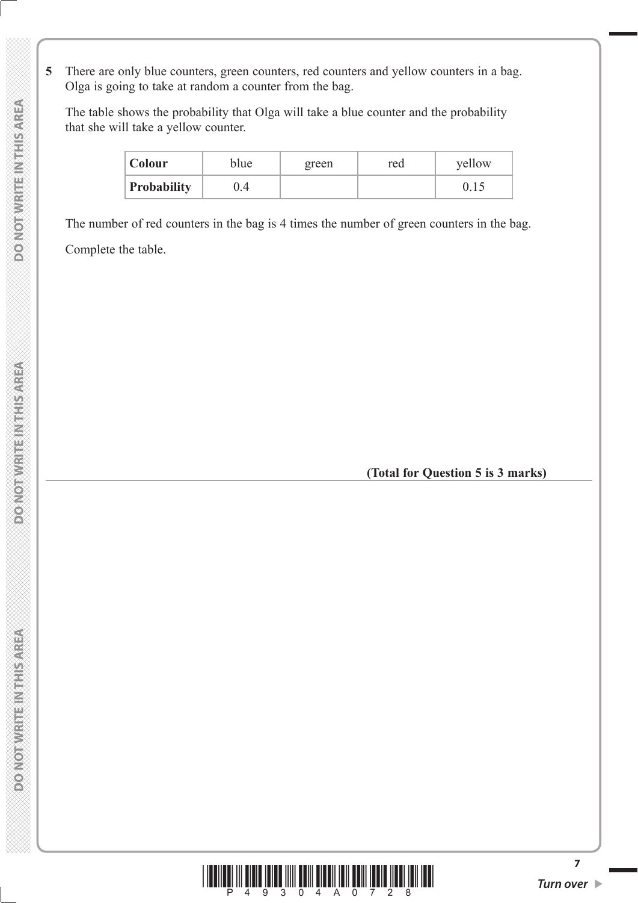**5** There are only blue counters, green counters, red counters and yellow counters in a bag. Olga is going to take at random a counter from the bag.

The table shows the probability that Olga will take a blue counter and the probability that she will take a yellow counter.

| **Colour** | blue | green | red | yellow |
|---|---|---|---|---|
| **Probability** | 0.4 | | | 0.15 |

The number of red counters in the bag is 4 times the number of green counters in the bag.

Complete the table.

**(Total for Question 5 is 3 marks)**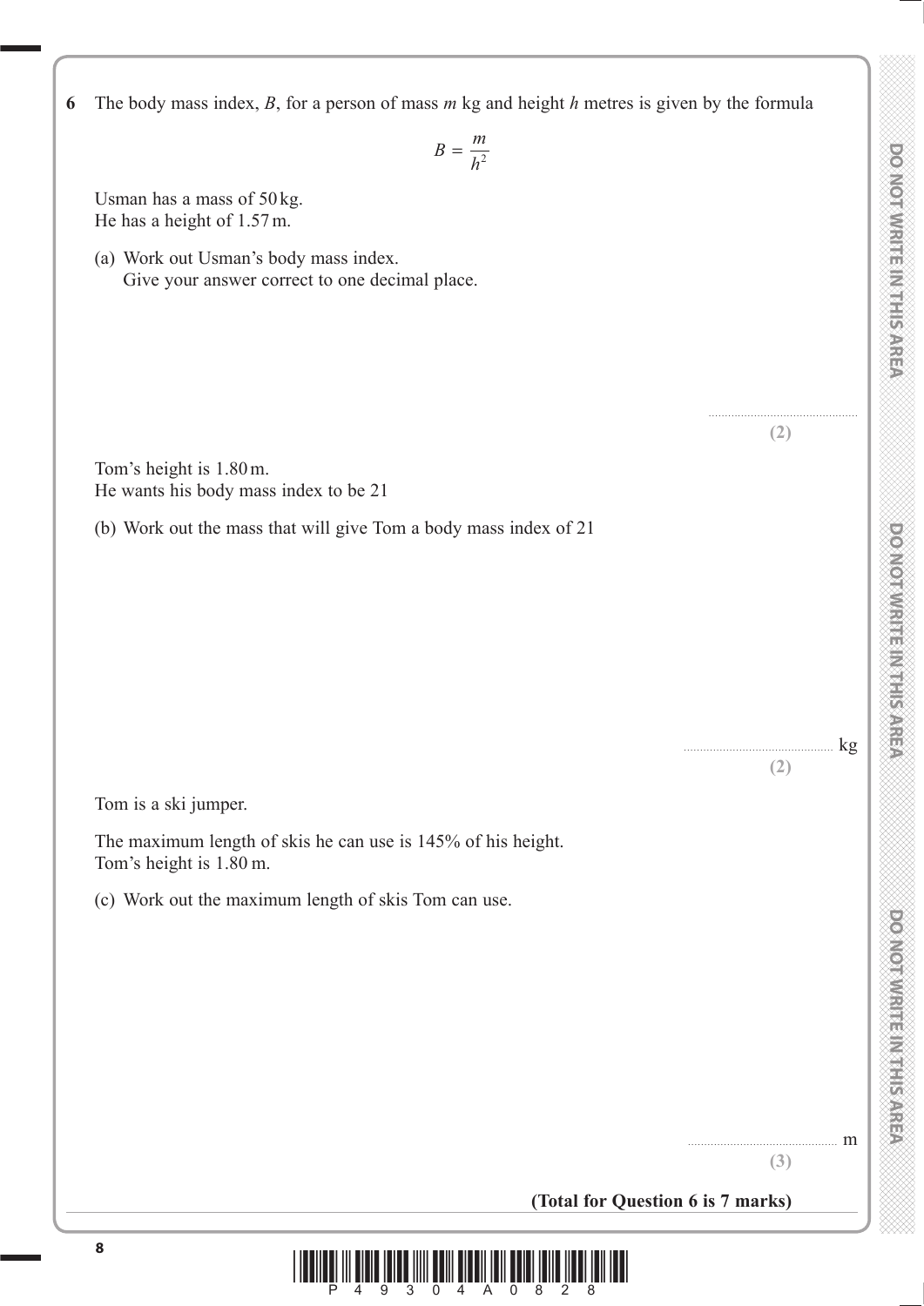**6** The body mass index, $B$, for a person of mass $m$ kg and height $h$ metres is given by the formula

$$B = \frac{m}{h^2}$$

Usman has a mass of 50 kg.
He has a height of 1.57 m.

(a) Work out Usman's body mass index.
Give your answer correct to one decimal place.

..............................................
**(2)**

Tom's height is 1.80 m.
He wants his body mass index to be 21

(b) Work out the mass that will give Tom a body mass index of 21

.............................................. kg
**(2)**

Tom is a ski jumper.

The maximum length of skis he can use is 145% of his height.
Tom's height is 1.80 m.

(c) Work out the maximum length of skis Tom can use.

.............................................. m
**(3)**

**(Total for Question 6 is 7 marks)**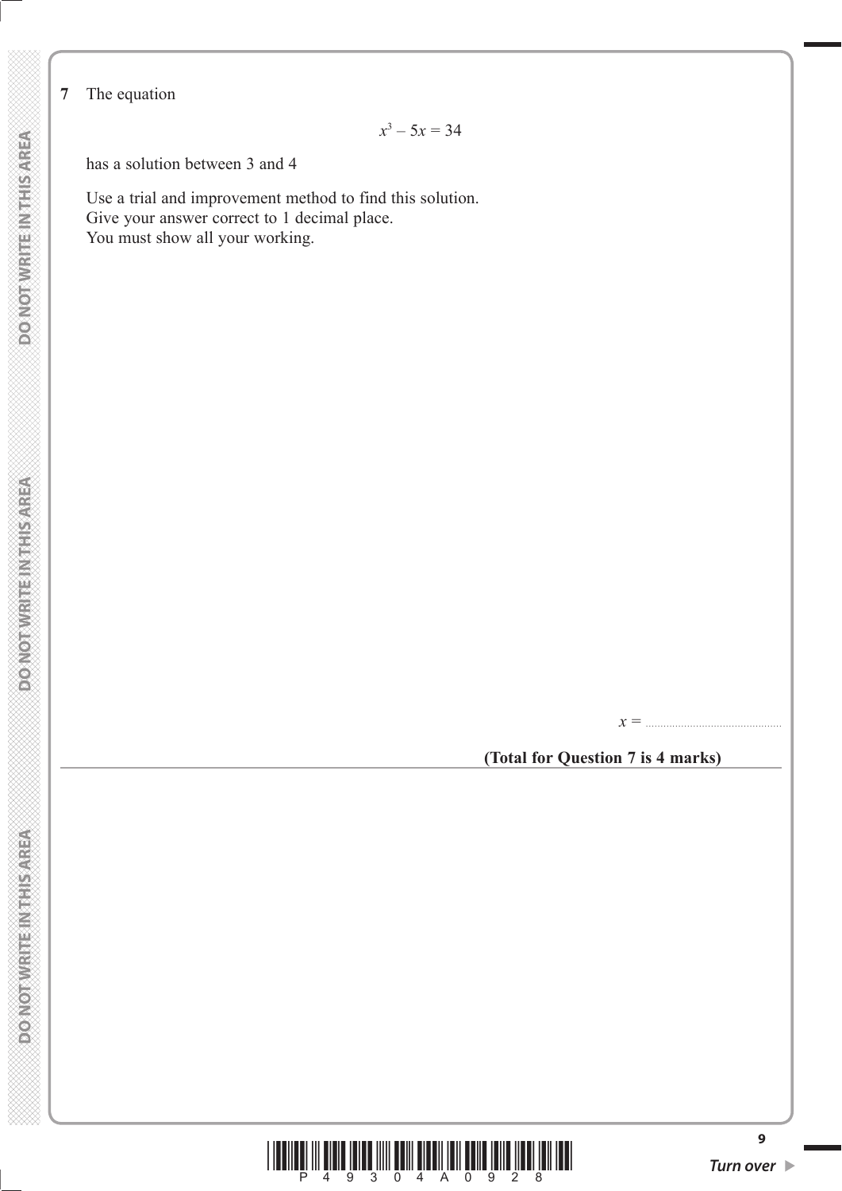**7** The equation

$$x^3 - 5x = 34$$

has a solution between 3 and 4

Use a trial and improvement method to find this solution.
Give your answer correct to 1 decimal place.
You must show all your working.

$x =$ ..............................................

**(Total for Question 7 is 4 marks)**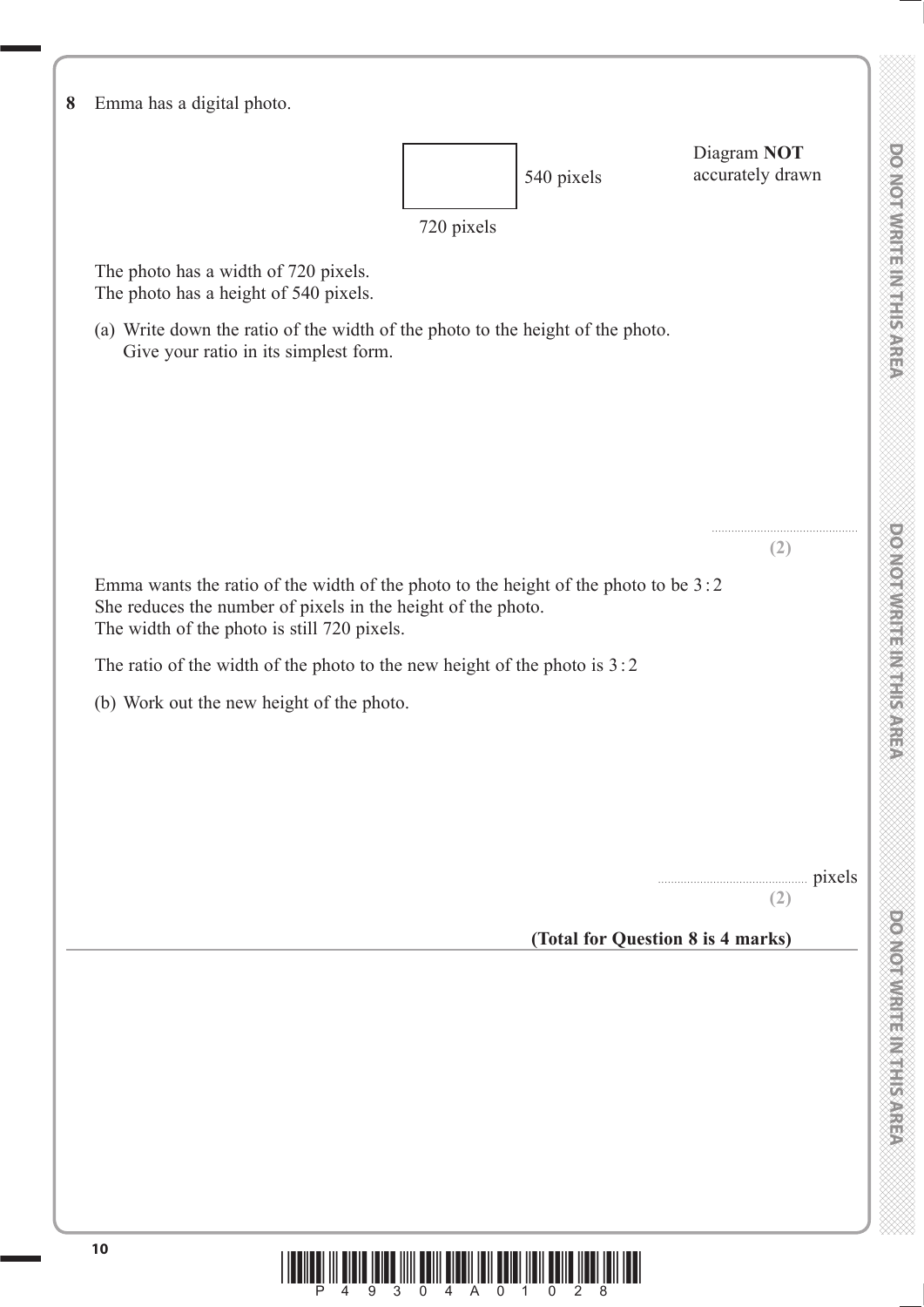**8** Emma has a digital photo.

540 pixels

720 pixels

Diagram **NOT** accurately drawn

The photo has a width of 720 pixels.
The photo has a height of 540 pixels.

(a) Write down the ratio of the width of the photo to the height of the photo.
Give your ratio in its simplest form.

..............................................
**(2)**

Emma wants the ratio of the width of the photo to the height of the photo to be 3 : 2
She reduces the number of pixels in the height of the photo.
The width of the photo is still 720 pixels.

The ratio of the width of the photo to the new height of the photo is 3 : 2

(b) Work out the new height of the photo.

.............................................. pixels
**(2)**

**(Total for Question 8 is 4 marks)**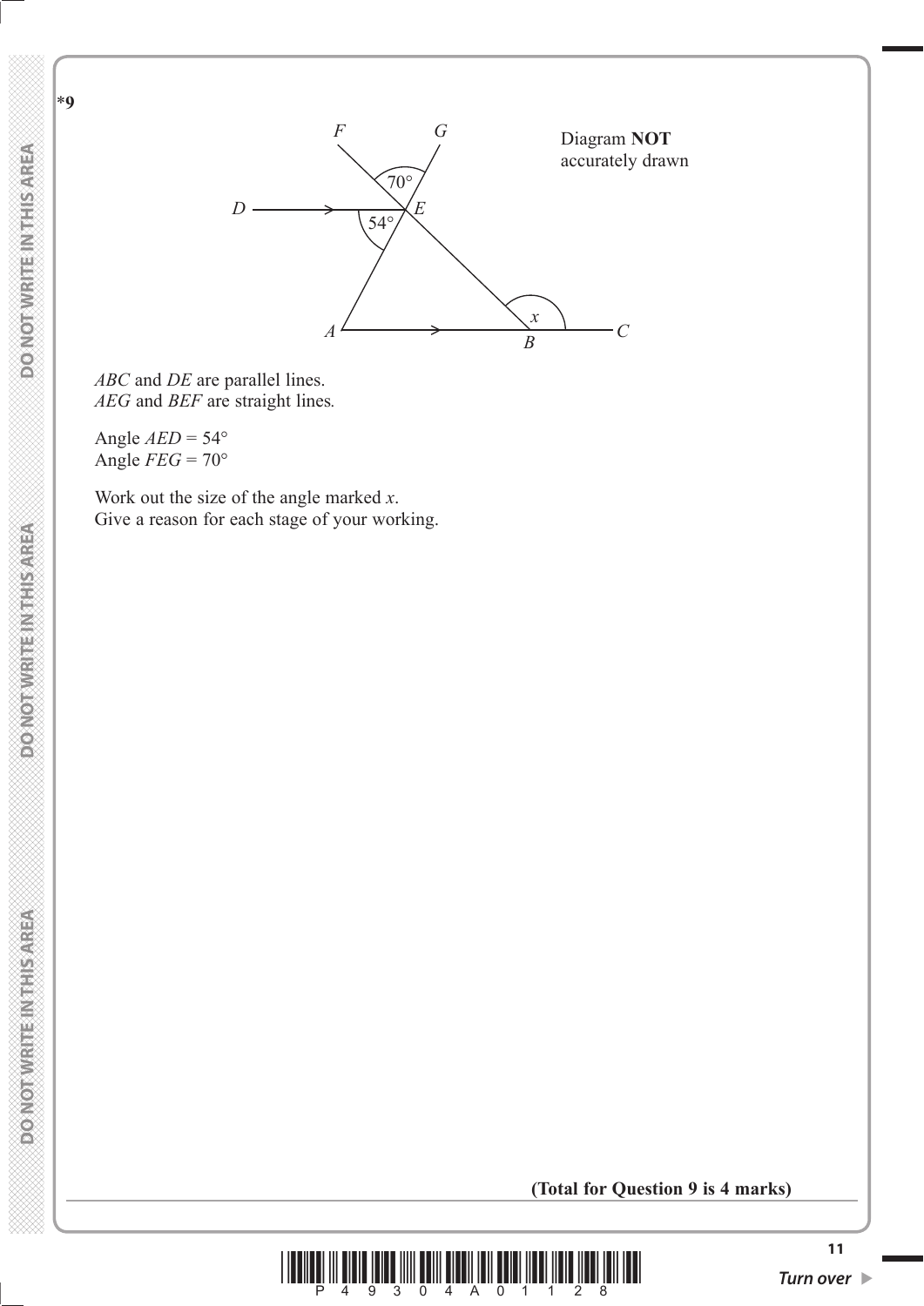**\*9**

Diagram **NOT** accurately drawn

*ABC* and *DE* are parallel lines.
*AEG* and *BEF* are straight lines.

Angle $AED = 54°$
Angle $FEG = 70°$

Work out the size of the angle marked $x$.
Give a reason for each stage of your working.

**(Total for Question 9 is 4 marks)**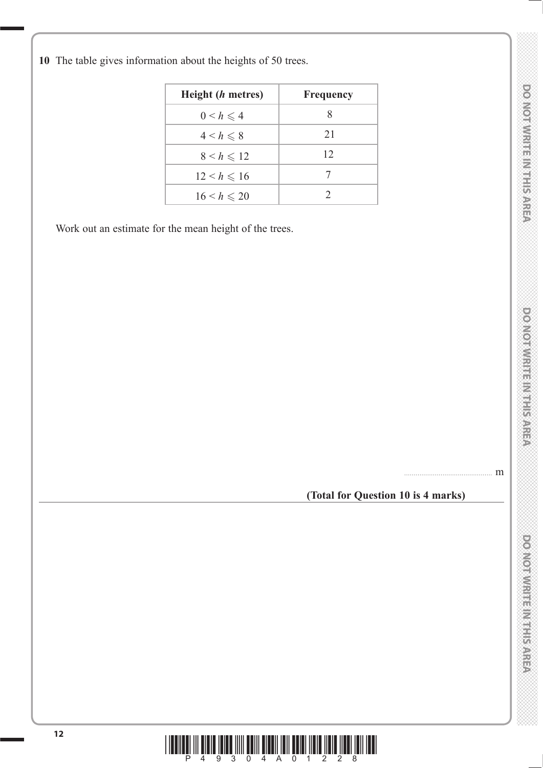**10** The table gives information about the heights of 50 trees.

| Height ($h$ metres) | Frequency |
|---|---|
| $0 < h \leqslant 4$ | 8 |
| $4 < h \leqslant 8$ | 21 |
| $8 < h \leqslant 12$ | 12 |
| $12 < h \leqslant 16$ | 7 |
| $16 < h \leqslant 20$ | 2 |

Work out an estimate for the mean height of the trees.

.............................................. m

**(Total for Question 10 is 4 marks)**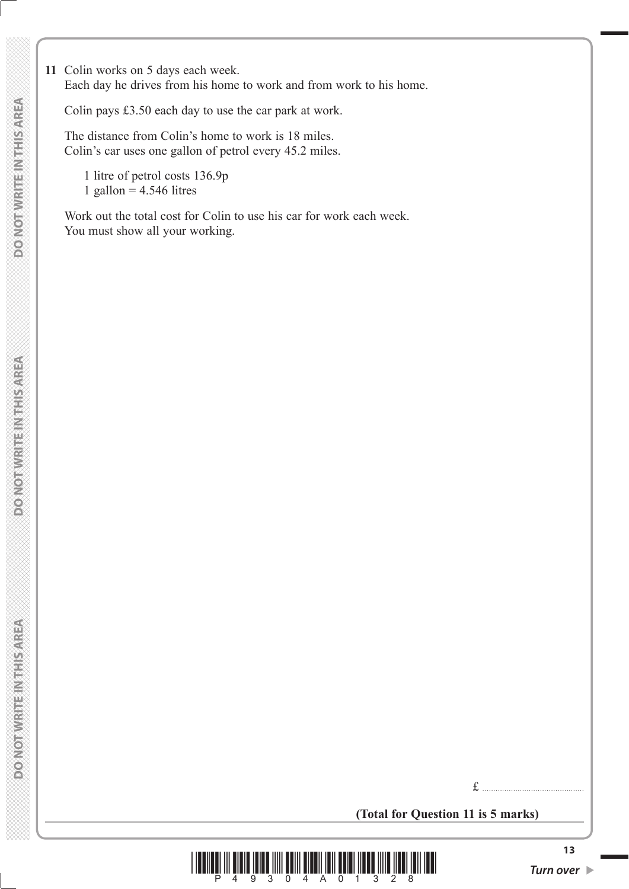**11** Colin works on 5 days each week.
Each day he drives from his home to work and from work to his home.

Colin pays £3.50 each day to use the car park at work.

The distance from Colin's home to work is 18 miles.
Colin's car uses one gallon of petrol every 45.2 miles.

1 litre of petrol costs 136.9p
1 gallon = 4.546 litres

Work out the total cost for Colin to use his car for work each week.
You must show all your working.

£ ..............................................

**(Total for Question 11 is 5 marks)**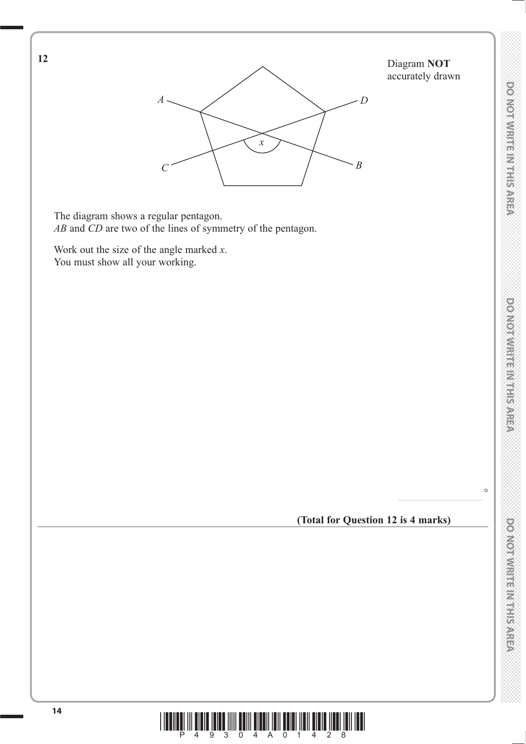**12**

Diagram **NOT** accurately drawn

The diagram shows a regular pentagon.
*AB* and *CD* are two of the lines of symmetry of the pentagon.

Work out the size of the angle marked $x$.
You must show all your working.

..........................................°

**(Total for Question 12 is 4 marks)**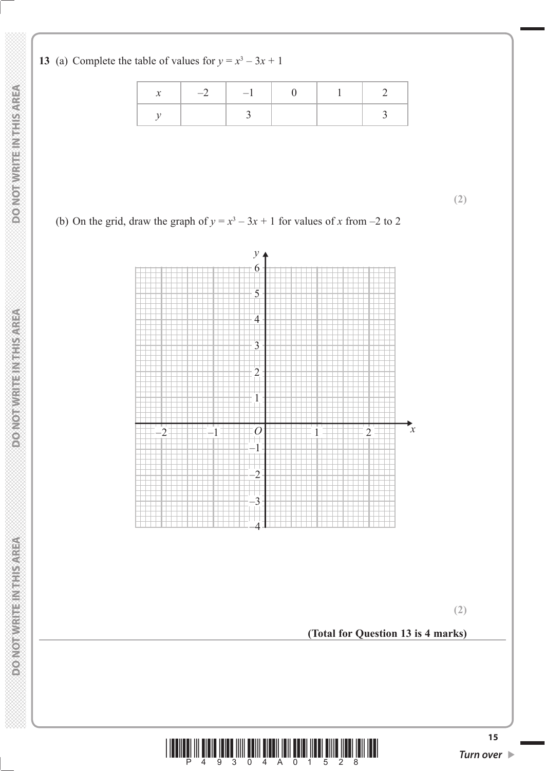**13** (a) Complete the table of values for $y = x^3 - 3x + 1$

| $x$ | $-2$ | $-1$ | $0$ | $1$ | $2$ |
|---|---|---|---|---|---|
| $y$ | | $3$ | | | $3$ |

**(2)**

(b) On the grid, draw the graph of $y = x^3 - 3x + 1$ for values of $x$ from $-2$ to $2$

**(2)**

**(Total for Question 13 is 4 marks)**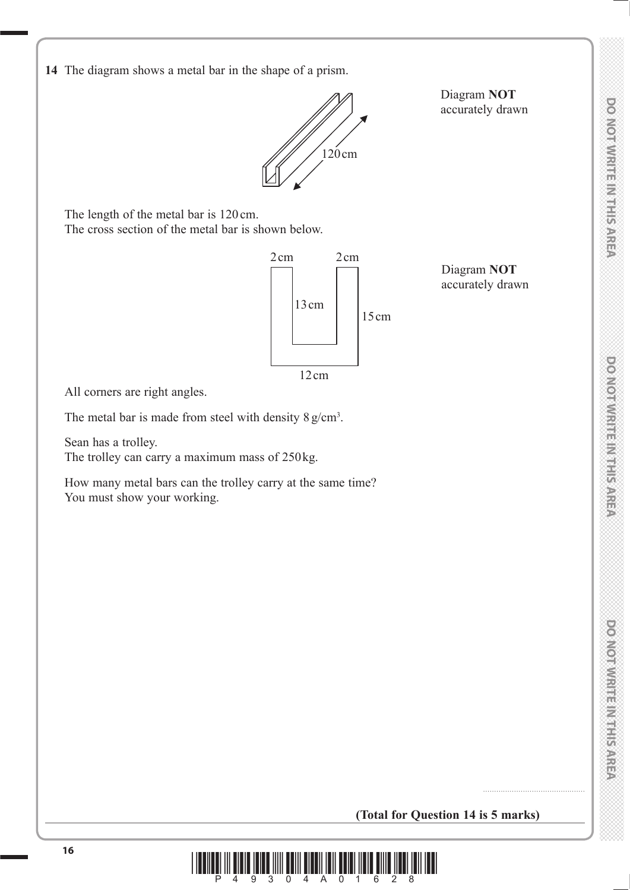**14** The diagram shows a metal bar in the shape of a prism.

Diagram **NOT** accurately drawn

120 cm

The length of the metal bar is 120 cm.
The cross section of the metal bar is shown below.

Diagram **NOT** accurately drawn

2 cm 2 cm

13 cm

15 cm

12 cm

All corners are right angles.

The metal bar is made from steel with density 8 g/cm³.

Sean has a trolley.
The trolley can carry a maximum mass of 250 kg.

How many metal bars can the trolley carry at the same time?
You must show your working.

..............................................

**(Total for Question 14 is 5 marks)**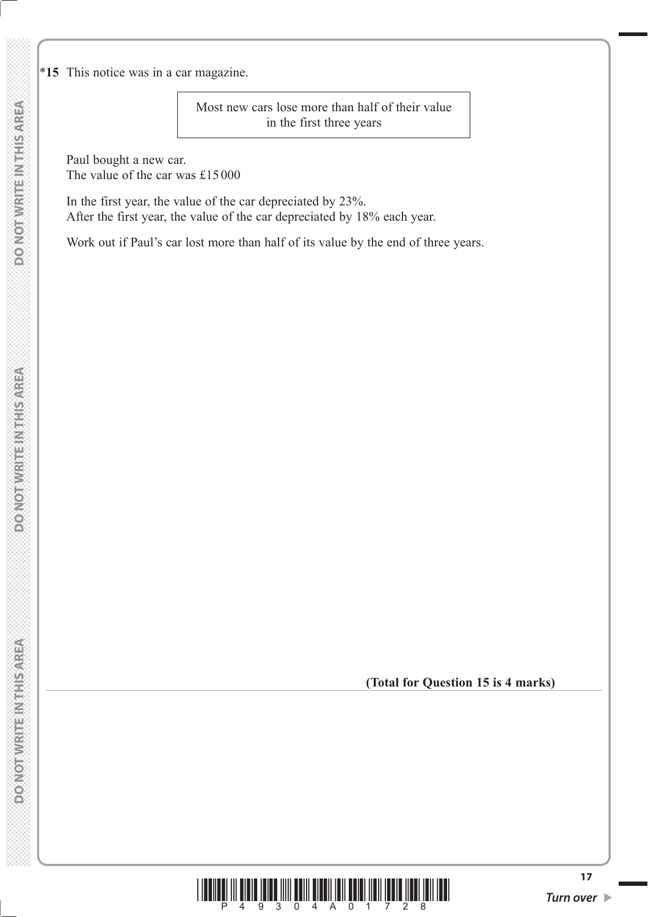*15 This notice was in a car magazine.

> Most new cars lose more than half of their value in the first three years

Paul bought a new car.
The value of the car was £15 000

In the first year, the value of the car depreciated by 23%.
After the first year, the value of the car depreciated by 18% each year.

Work out if Paul's car lost more than half of its value by the end of three years.

**(Total for Question 15 is 4 marks)**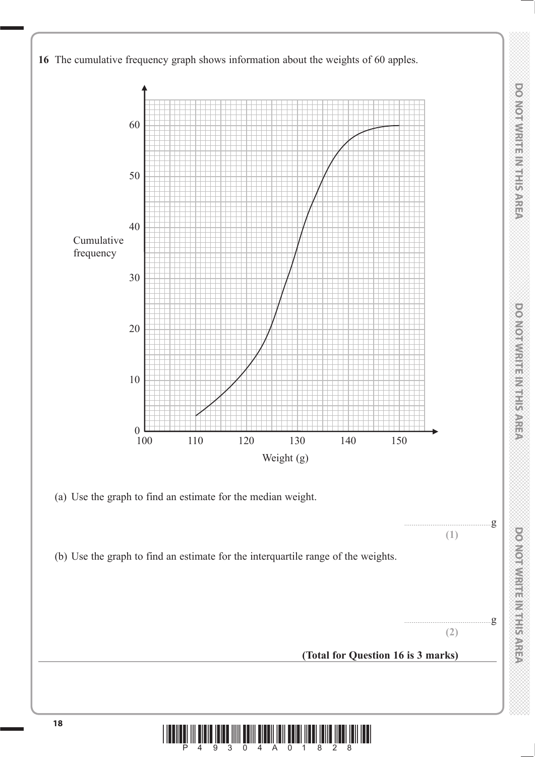**16** The cumulative frequency graph shows information about the weights of 60 apples.

(a) Use the graph to find an estimate for the median weight.

.......................................g
**(1)**

(b) Use the graph to find an estimate for the interquartile range of the weights.

.......................................g
**(2)**

**(Total for Question 16 is 3 marks)**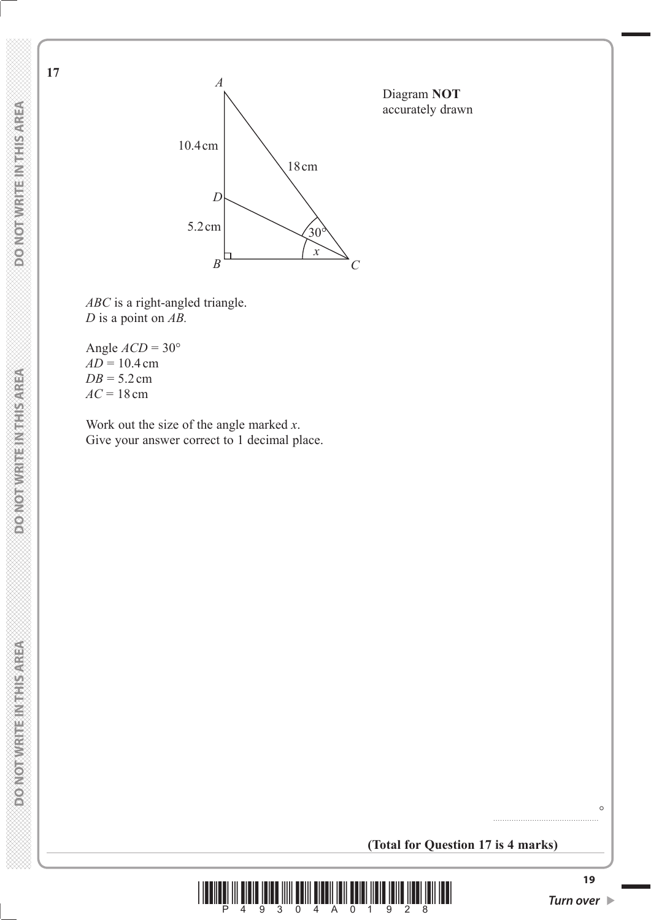**17**

Diagram **NOT** accurately drawn

*ABC* is a right-angled triangle.
*D* is a point on *AB*.

Angle $ACD = 30°$
$AD = 10.4$ cm
$DB = 5.2$ cm
$AC = 18$ cm

Work out the size of the angle marked $x$.
Give your answer correct to 1 decimal place.

..........................................°

**(Total for Question 17 is 4 marks)**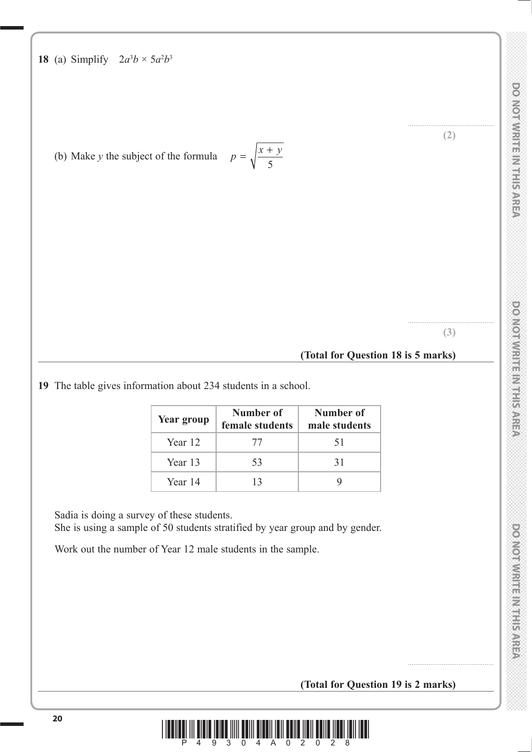**18** (a) Simplify $2a^3b \times 5a^2b^3$

..............................................

**(2)**

(b) Make $y$ the subject of the formula $p = \sqrt{\dfrac{x + y}{5}}$

..............................................

**(3)**

**(Total for Question 18 is 5 marks)**

---

**19** The table gives information about 234 students in a school.

| **Year group** | **Number of female students** | **Number of male students** |
|---|---|---|
| Year 12 | 77 | 51 |
| Year 13 | 53 | 31 |
| Year 14 | 13 | 9 |

Sadia is doing a survey of these students.
She is using a sample of 50 students stratified by year group and by gender.

Work out the number of Year 12 male students in the sample.

..............................................

**(Total for Question 19 is 2 marks)**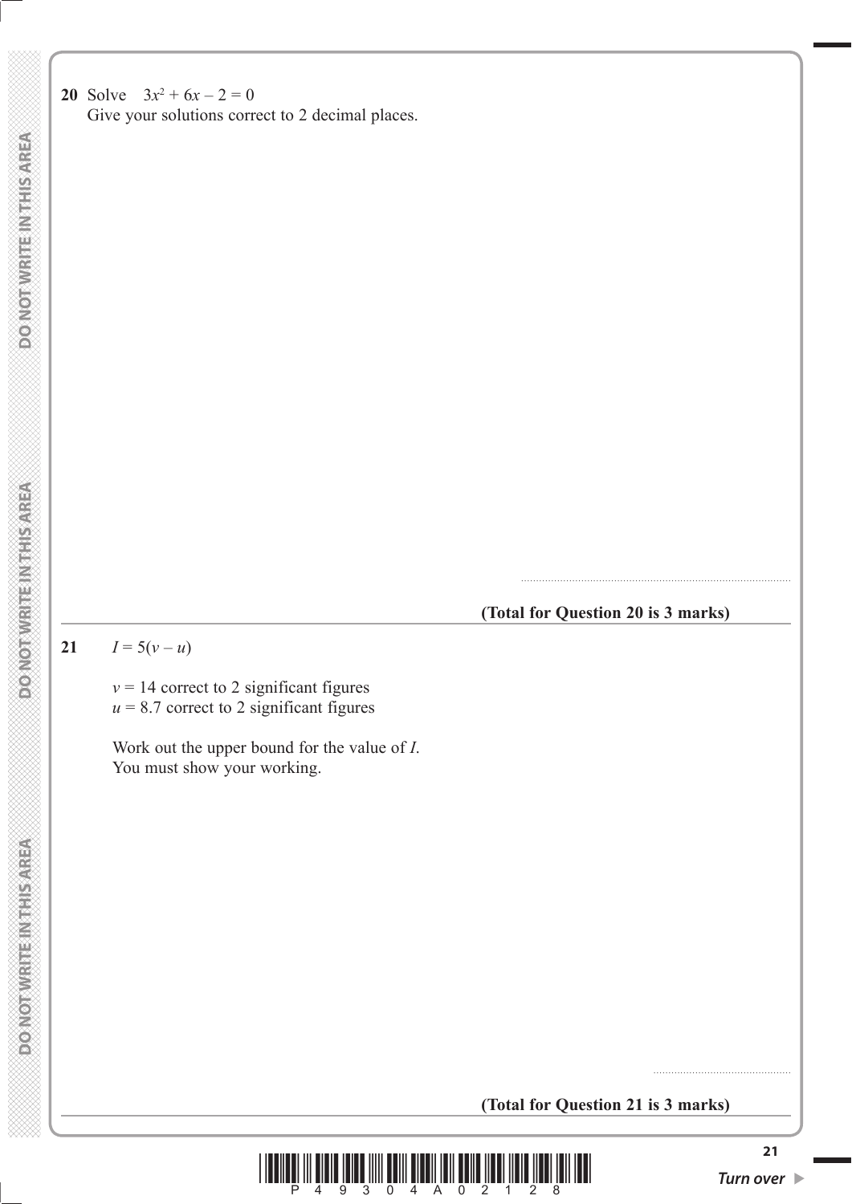**20** Solve $3x^2 + 6x - 2 = 0$

Give your solutions correct to 2 decimal places.

.......................................................................................

**(Total for Question 20 is 3 marks)**

---

**21** $I = 5(v - u)$

$v = 14$ correct to 2 significant figures

$u = 8.7$ correct to 2 significant figures

Work out the upper bound for the value of $I$.

You must show your working.

.............................................

**(Total for Question 21 is 3 marks)**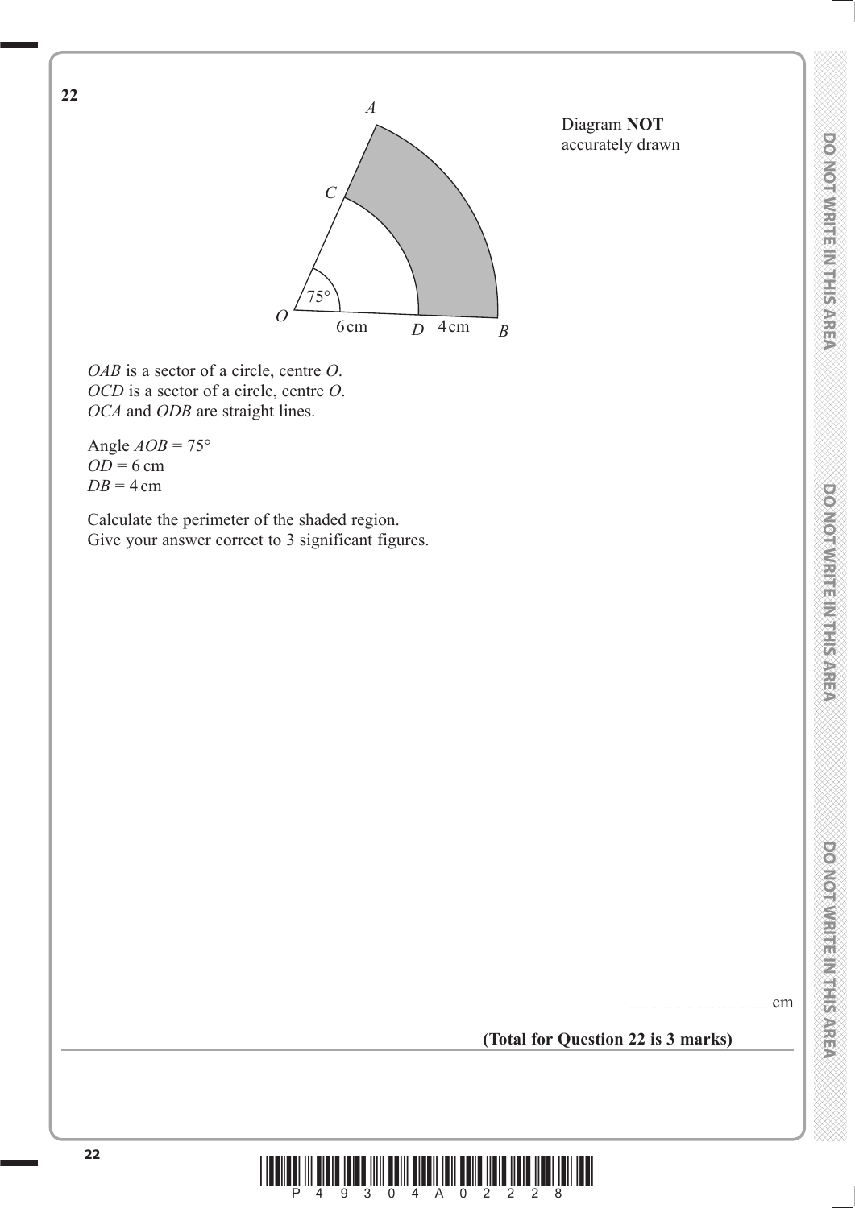**22**

Diagram **NOT** accurately drawn

$OAB$ is a sector of a circle, centre $O$.
$OCD$ is a sector of a circle, centre $O$.
$OCA$ and $ODB$ are straight lines.

Angle $AOB = 75°$
$OD = 6$ cm
$DB = 4$ cm

Calculate the perimeter of the shaded region.
Give your answer correct to 3 significant figures.

.......................................... cm

**(Total for Question 22 is 3 marks)**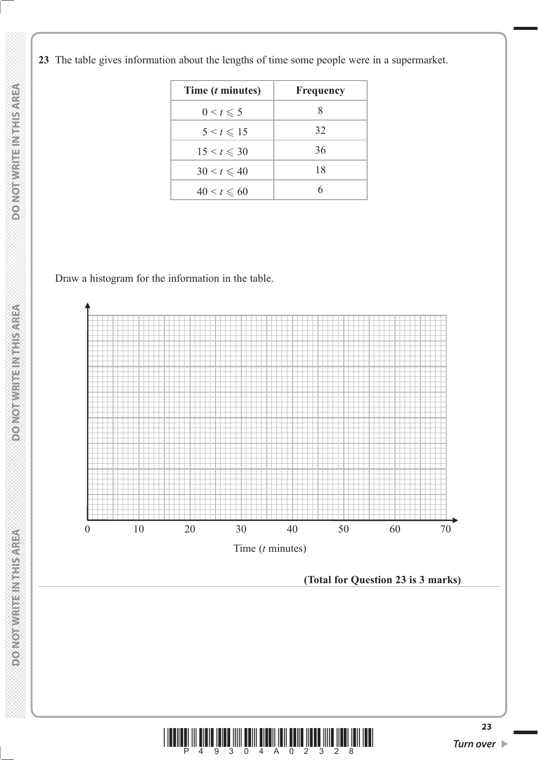**23** The table gives information about the lengths of time some people were in a supermarket.

| Time ($t$ minutes) | Frequency |
|---|---|
| $0 < t \leqslant 5$ | 8 |
| $5 < t \leqslant 15$ | 32 |
| $15 < t \leqslant 30$ | 36 |
| $30 < t \leqslant 40$ | 18 |
| $40 < t \leqslant 60$ | 6 |

Draw a histogram for the information in the table.

0 10 20 30 40 50 60 70

Time ($t$ minutes)

**(Total for Question 23 is 3 marks)**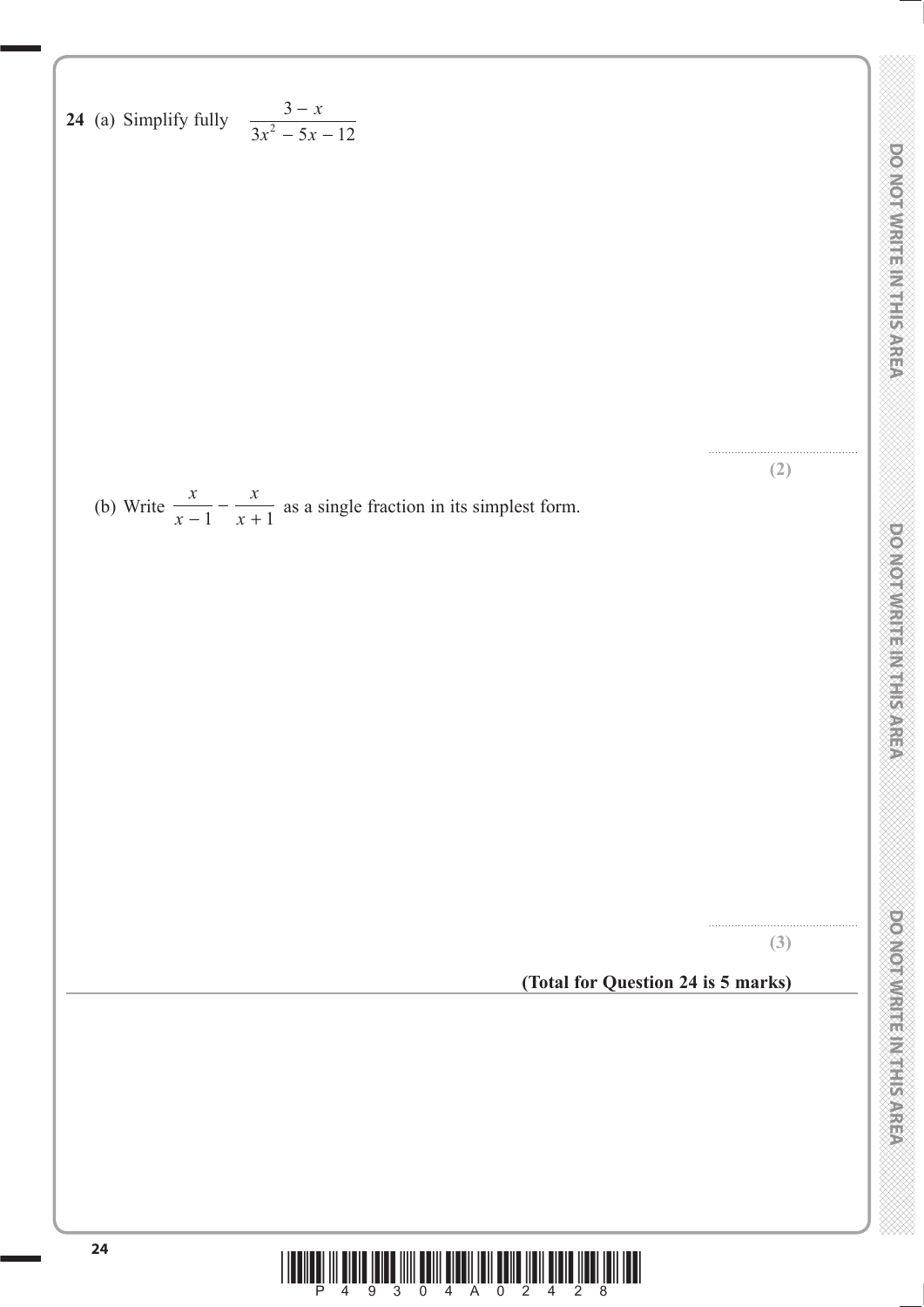**24** (a) Simplify fully $\dfrac{3 - x}{3x^2 - 5x - 12}$

.......................................................

**(2)**

(b) Write $\dfrac{x}{x - 1} - \dfrac{x}{x + 1}$ as a single fraction in its simplest form.

.......................................................

**(3)**

**(Total for Question 24 is 5 marks)**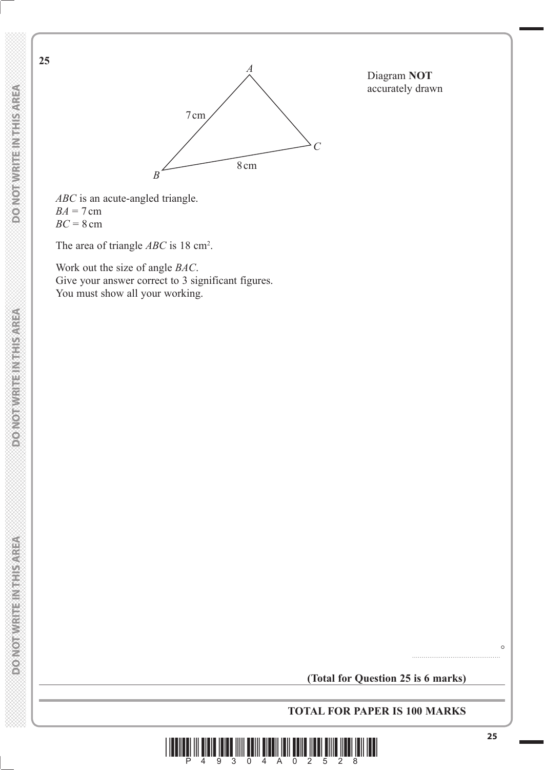**25**

Diagram **NOT** accurately drawn

$ABC$ is an acute-angled triangle.
$BA = 7$ cm
$BC = 8$ cm

The area of triangle $ABC$ is 18 cm$^2$.

Work out the size of angle $BAC$.
Give your answer correct to 3 significant figures.
You must show all your working.

..........................................°

**(Total for Question 25 is 6 marks)**

**TOTAL FOR PAPER IS 100 MARKS**